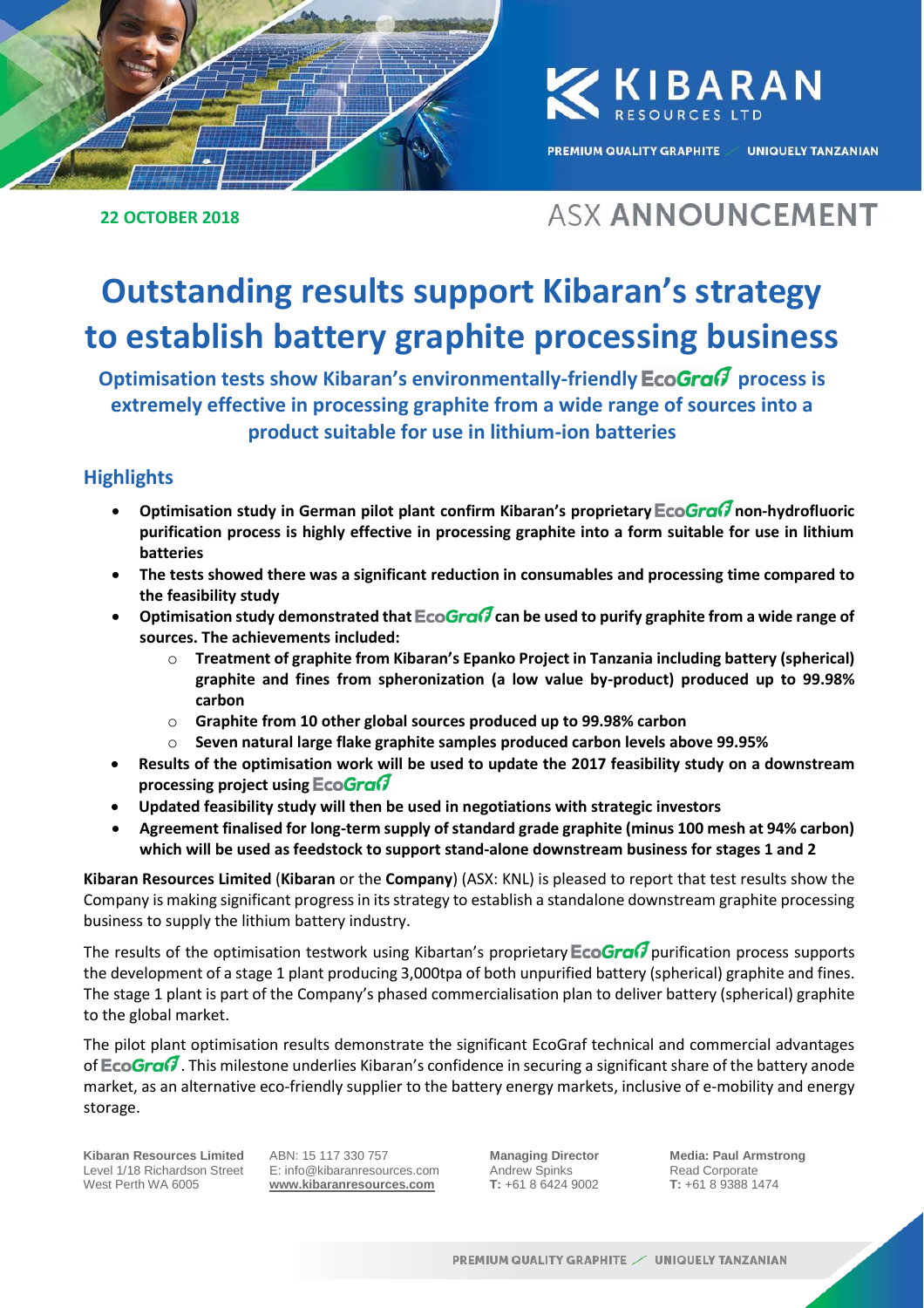**22 OCTOBER 2018**

ASX ANNOUNCEMENT

# Outstanding results support Kibaran's strategy to establish battery graphite processing business

### Optimisation tests show Kibaran's environmentally-friendly EcoGraf process is extremely effective in processing graphite from a wide range of sources into a product suitable for use in lithium-ion batteries

## Highlights

- **Optimisation study in German pilot plant confirm Kibaran's proprietary EcoGraf non-hydrofluoric purification process is highly effective in processing graphite into a form suitable for use in lithium batteries**
- **The tests showed there was a significant reduction in consumables and processing time compared to the feasibility study**
- **Optimisation study demonstrated that EcoGraf can be used to purify graphite from a wide range of sources. The achievements included:**
  - **Treatment of graphite from Kibaran's Epanko Project in Tanzania including battery (spherical) graphite and fines from spheronization (a low value by-product) produced up to 99.98% carbon**
  - **Graphite from 10 other global sources produced up to 99.98% carbon**
  - **Seven natural large flake graphite samples produced carbon levels above 99.95%**
- **Results of the optimisation work will be used to update the 2017 feasibility study on a downstream processing project using EcoGraf**
- **Updated feasibility study will then be used in negotiations with strategic investors**
- **Agreement finalised for long-term supply of standard grade graphite (minus 100 mesh at 94% carbon) which will be used as feedstock to support stand-alone downstream business for stages 1 and 2**

**Kibaran Resources Limited** (**Kibaran** or the **Company**) (ASX: KNL) is pleased to report that test results show the Company is making significant progress in its strategy to establish a standalone downstream graphite processing business to supply the lithium battery industry.

The results of the optimisation testwork using Kibartan's proprietary EcoGraf purification process supports the development of a stage 1 plant producing 3,000tpa of both unpurified battery (spherical) graphite and fines. The stage 1 plant is part of the Company's phased commercialisation plan to deliver battery (spherical) graphite to the global market.

The pilot plant optimisation results demonstrate the significant EcoGraf technical and commercial advantages of EcoGraf. This milestone underlies Kibaran's confidence in securing a significant share of the battery anode market, as an alternative eco-friendly supplier to the battery energy markets, inclusive of e-mobility and energy storage.

**Kibaran Resources Limited**
Level 1/18 Richardson Street
West Perth WA 6005

ABN: 15 117 330 757
E: info@kibaranresources.com
www.kibaranresources.com

**Managing Director**
Andrew Spinks
**T:** +61 8 6424 9002

**Media: Paul Armstrong**
Read Corporate
**T:** +61 8 9388 1474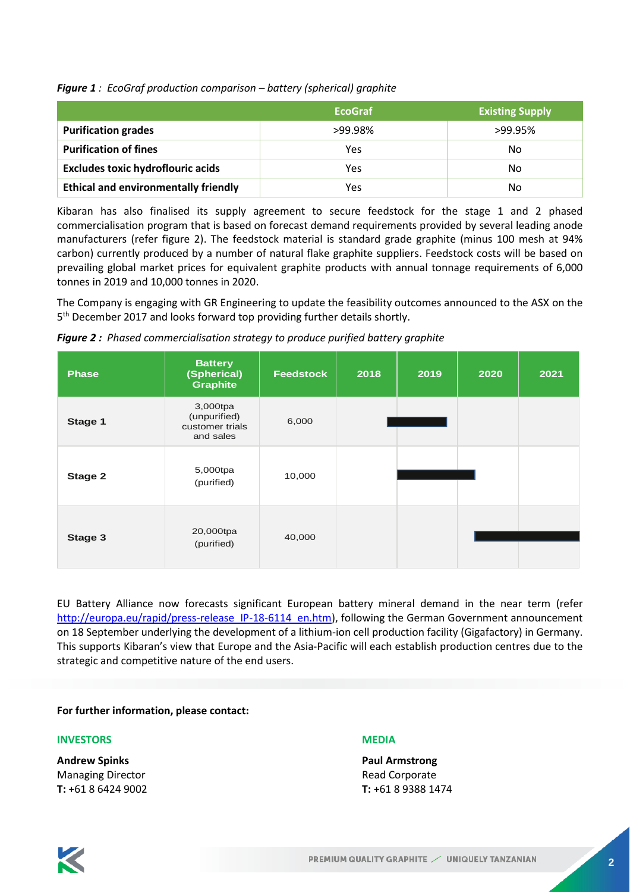***Figure 1*** *: EcoGraf production comparison – battery (spherical) graphite*

| | EcoGraf | Existing Supply |
|---|---|---|
| **Purification grades** | >99.98% | >99.95% |
| **Purification of fines** | Yes | No |
| **Excludes toxic hydroflouric acids** | Yes | No |
| **Ethical and environmentally friendly** | Yes | No |

Kibaran has also finalised its supply agreement to secure feedstock for the stage 1 and 2 phased commercialisation program that is based on forecast demand requirements provided by several leading anode manufacturers (refer figure 2). The feedstock material is standard grade graphite (minus 100 mesh at 94% carbon) currently produced by a number of natural flake graphite suppliers. Feedstock costs will be based on prevailing global market prices for equivalent graphite products with annual tonnage requirements of 6,000 tonnes in 2019 and 10,000 tonnes in 2020.

The Company is engaging with GR Engineering to update the feasibility outcomes announced to the ASX on the 5th December 2017 and looks forward top providing further details shortly.

***Figure 2*** *: Phased commercialisation strategy to produce purified battery graphite*

| Phase | Battery (Spherical) Graphite | Feedstock | 2018 | 2019 | 2020 | 2021 |
|---|---|---|---|---|---|---|
| Stage 1 | 3,000tpa (unpurified) customer trials and sales | 6,000 | | | | |
| Stage 2 | 5,000tpa (purified) | 10,000 | | | | |
| Stage 3 | 20,000tpa (purified) | 40,000 | | | | |

EU Battery Alliance now forecasts significant European battery mineral demand in the near term (refer http://europa.eu/rapid/press-release_IP-18-6114_en.htm), following the German Government announcement on 18 September underlying the development of a lithium-ion cell production facility (Gigafactory) in Germany. This supports Kibaran's view that Europe and the Asia-Pacific will each establish production centres due to the strategic and competitive nature of the end users.

**For further information, please contact:**

**INVESTORS**

**Andrew Spinks**
Managing Director
**T:** +61 8 6424 9002

**MEDIA**

**Paul Armstrong**
Read Corporate
**T:** +61 8 9388 1474